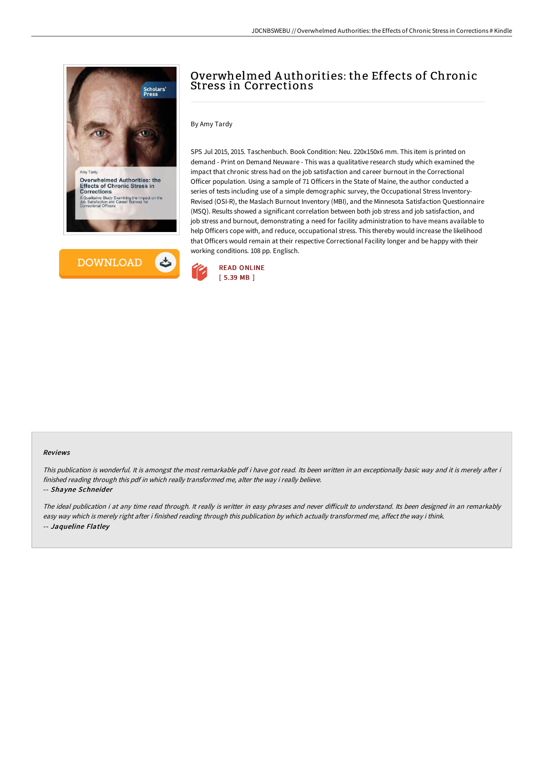# Overwhelmed Authorities: the Effects of Chronic Stress in Corrections

By Amy Tardy

SPS Jul 2015, 2015. Taschenbuch. Book Condition: Neu. 220x150x6 mm. This item is printed on demand - Print on Demand Neuware - This was a qualitative research study which examined the impact that chronic stress had on the job satisfaction and career burnout in the Correctional Officer population. Using a sample of 71 Officers in the State of Maine, the author conducted a series of tests including use of a simple demographic survey, the Occupational Stress Inventory-Revised (OSI-R), the Maslach Burnout Inventory (MBI), and the Minnesota Satisfaction Questionnaire (MSQ). Results showed a significant correlation between both job stress and job satisfaction, and job stress and burnout, demonstrating a need for facility administration to have means available to help Officers cope with, and reduce, occupational stress. This thereby would increase the likelihood that Officers would remain at their respective Correctional Facility longer and be happy with their working conditions. 108 pp. Englisch.

DOWNLOAD

READ ONLINE
[ 5.39 MB ]

#### Reviews

*This publication is wonderful. It is amongst the most remarkable pdf i have got read. Its been written in an exceptionally basic way and it is merely after i finished reading through this pdf in which really transformed me, alter the way i really believe.*

-- ***Shayne Schneider***

*The ideal publication i at any time read through. It really is writter in easy phrases and never difficult to understand. Its been designed in an remarkably easy way which is merely right after i finished reading through this publication by which actually transformed me, affect the way i think.*

-- ***Jaqueline Flatley***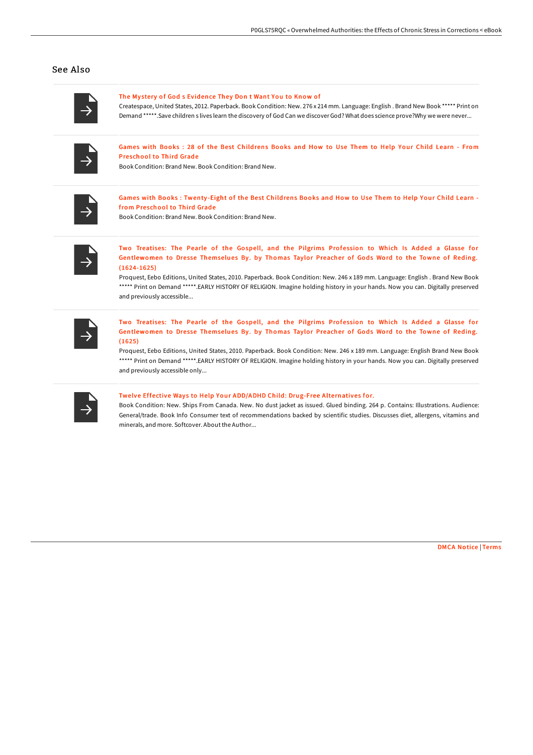## See Also

**The Mystery of God s Evidence They Don t Want You to Know of**

Createspace, United States, 2012. Paperback. Book Condition: New. 276 x 214 mm. Language: English . Brand New Book ***** Print on Demand *****.Save children s lives learn the discovery of God Can we discover God? What does science prove?Why we were never...

**Games with Books : 28 of the Best Childrens Books and How to Use Them to Help Your Child Learn - From Preschool to Third Grade**

Book Condition: Brand New. Book Condition: Brand New.

**Games with Books : Twenty-Eight of the Best Childrens Books and How to Use Them to Help Your Child Learn - from Preschool to Third Grade**

Book Condition: Brand New. Book Condition: Brand New.

**Two Treatises: The Pearle of the Gospell, and the Pilgrims Profession to Which Is Added a Glasse for Gentlewomen to Dresse Themselues By. by Thomas Taylor Preacher of Gods Word to the Towne of Reding. (1624-1625)**

Proquest, Eebo Editions, United States, 2010. Paperback. Book Condition: New. 246 x 189 mm. Language: English . Brand New Book ***** Print on Demand *****.EARLY HISTORY OF RELIGION. Imagine holding history in your hands. Now you can. Digitally preserved and previously accessible...

**Two Treatises: The Pearle of the Gospell, and the Pilgrims Profession to Which Is Added a Glasse for Gentlewomen to Dresse Themselues By. by Thomas Taylor Preacher of Gods Word to the Towne of Reding. (1625)**

Proquest, Eebo Editions, United States, 2010. Paperback. Book Condition: New. 246 x 189 mm. Language: English Brand New Book ***** Print on Demand *****.EARLY HISTORY OF RELIGION. Imagine holding history in your hands. Now you can. Digitally preserved and previously accessible only...

**Twelve Effective Ways to Help Your ADD/ADHD Child: Drug-Free Alternatives for.**

Book Condition: New. Ships From Canada. New. No dust jacket as issued. Glued binding. 264 p. Contains: Illustrations. Audience: General/trade. Book Info Consumer text of recommendations backed by scientific studies. Discusses diet, allergens, vitamins and minerals, and more. Softcover. About the Author...